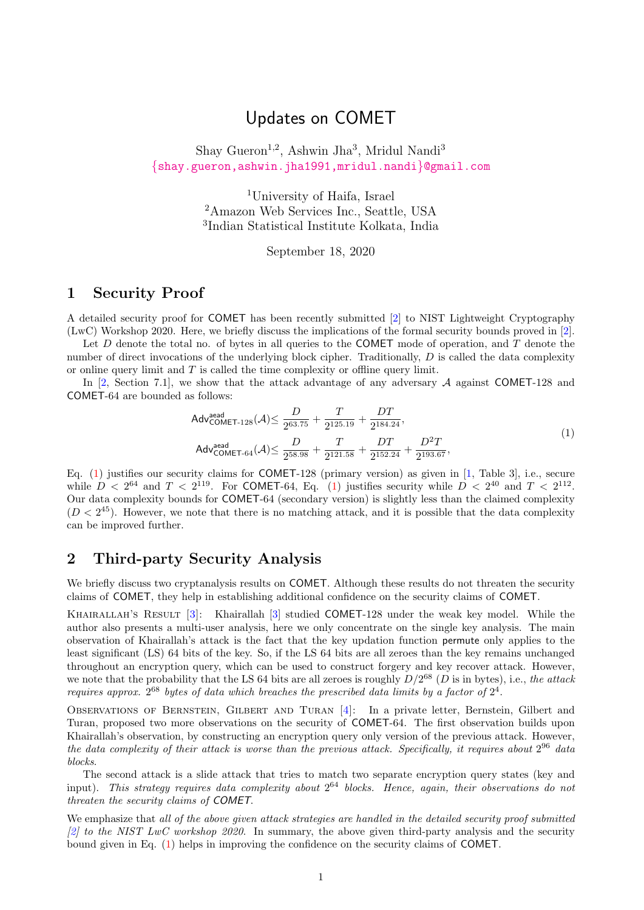# Updates on COMET

Shay Gueron[1,2], Ashwin Jha[3], Mridul Nandi[3]
{shay.gueron,ashwin.jha1991,mridul.nandi}@gmail.com

[1]University of Haifa, Israel
[2]Amazon Web Services Inc., Seattle, USA
[3]Indian Statistical Institute Kolkata, India

September 18, 2020

## 1 Security Proof

A detailed security proof for COMET has been recently submitted [2] to NIST Lightweight Cryptography (LwC) Workshop 2020. Here, we briefly discuss the implications of the formal security bounds proved in [2].

Let $D$ denote the total no. of bytes in all queries to the COMET mode of operation, and $T$ denote the number of direct invocations of the underlying block cipher. Traditionally, $D$ is called the data complexity or online query limit and $T$ is called the time complexity or offline query limit.

In [2, Section 7.1], we show that the attack advantage of any adversary $\mathcal{A}$ against COMET-128 and COMET-64 are bounded as follows:

$$
\begin{aligned}
\mathsf{Adv}^{\mathsf{aead}}_{\mathsf{COMET\text{-}128}}(\mathcal{A}) &\leq \frac{D}{2^{63.75}} + \frac{T}{2^{125.19}} + \frac{DT}{2^{184.24}}, \\
\mathsf{Adv}^{\mathsf{aead}}_{\mathsf{COMET\text{-}64}}(\mathcal{A}) &\leq \frac{D}{2^{58.98}} + \frac{T}{2^{121.58}} + \frac{DT}{2^{152.24}} + \frac{D^2T}{2^{193.67}},
\end{aligned}
\tag{1}
$$

Eq. (1) justifies our security claims for COMET-128 (primary version) as given in [1, Table 3], i.e., secure while $D < 2^{64}$ and $T < 2^{119}$. For COMET-64, Eq. (1) justifies security while $D < 2^{40}$ and $T < 2^{112}$. Our data complexity bounds for COMET-64 (secondary version) is slightly less than the claimed complexity ($D < 2^{45}$). However, we note that there is no matching attack, and it is possible that the data complexity can be improved further.

## 2 Third-party Security Analysis

We briefly discuss two cryptanalysis results on COMET. Although these results do not threaten the security claims of COMET, they help in establishing additional confidence on the security claims of COMET.

Khairallah's Result [3]: Khairallah [3] studied COMET-128 under the weak key model. While the author also presents a multi-user analysis, here we only concentrate on the single key analysis. The main observation of Khairallah's attack is the fact that the key updation function permute only applies to the least significant (LS) 64 bits of the key. So, if the LS 64 bits are all zeroes than the key remains unchanged throughout an encryption query, which can be used to construct forgery and key recover attack. However, we note that the probability that the LS 64 bits are all zeroes is roughly $D/2^{68}$ ($D$ is in bytes), i.e., *the attack requires approx.* $2^{68}$ *bytes of data which breaches the prescribed data limits by a factor of* $2^4$.

Observations of Bernstein, Gilbert and Turan [4]: In a private letter, Bernstein, Gilbert and Turan, proposed two more observations on the security of COMET-64. The first observation builds upon Khairallah's observation, by constructing an encryption query only version of the previous attack. However, *the data complexity of their attack is worse than the previous attack. Specifically, it requires about* $2^{96}$ *data blocks.*

The second attack is a slide attack that tries to match two separate encryption query states (key and input). *This strategy requires data complexity about* $2^{64}$ *blocks. Hence, again, their observations do not threaten the security claims of COMET.*

We emphasize that *all of the above given attack strategies are handled in the detailed security proof submitted [2] to the NIST LwC workshop 2020.* In summary, the above given third-party analysis and the security bound given in Eq. (1) helps in improving the confidence on the security claims of COMET.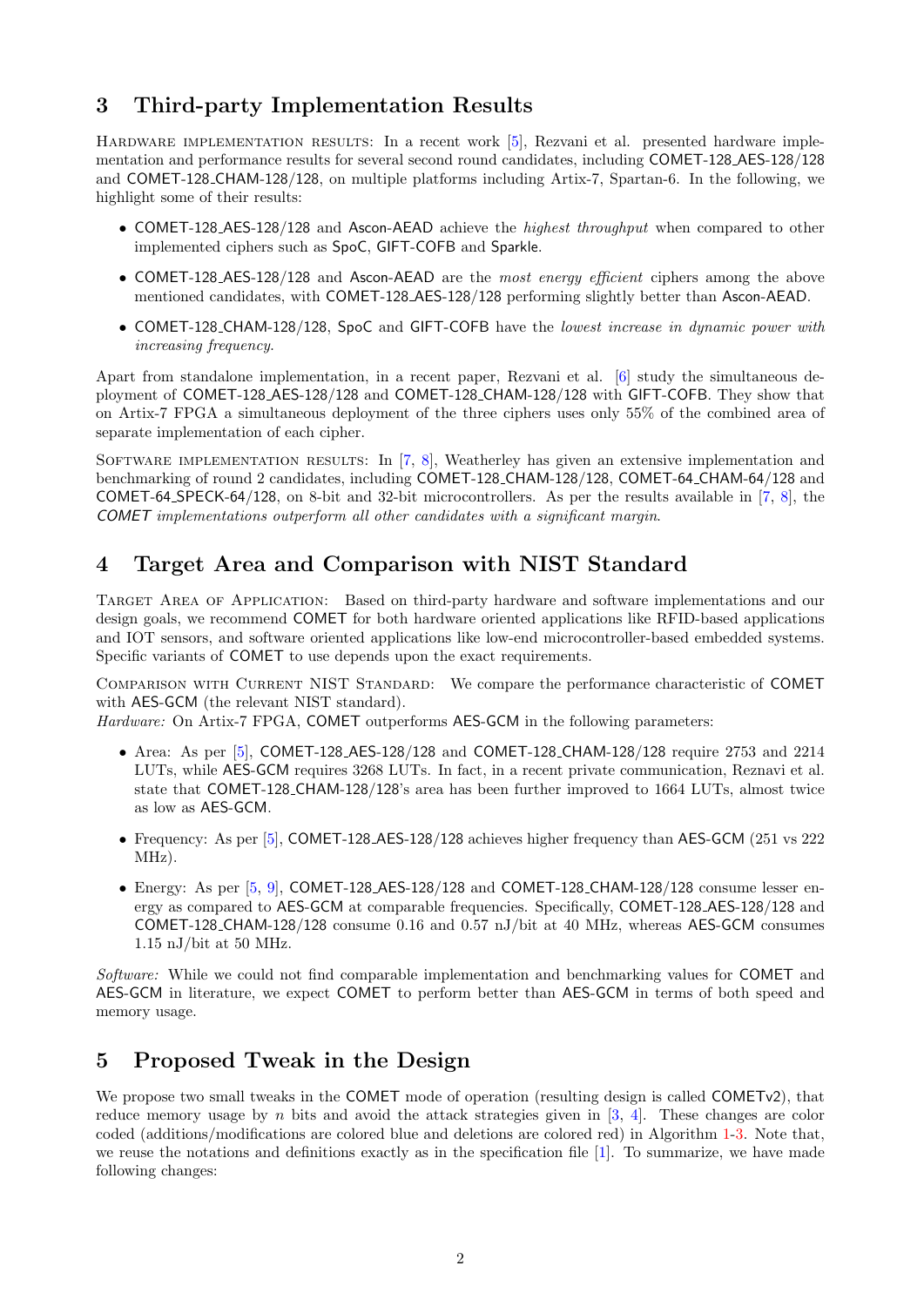## 3 Third-party Implementation Results

Hardware implementation results: In a recent work [5], Rezvani et al. presented hardware implementation and performance results for several second round candidates, including COMET-128_AES-128/128 and COMET-128_CHAM-128/128, on multiple platforms including Artix-7, Spartan-6. In the following, we highlight some of their results:

- COMET-128_AES-128/128 and Ascon-AEAD achieve the *highest throughput* when compared to other implemented ciphers such as SpoC, GIFT-COFB and Sparkle.
- COMET-128_AES-128/128 and Ascon-AEAD are the *most energy efficient* ciphers among the above mentioned candidates, with COMET-128_AES-128/128 performing slightly better than Ascon-AEAD.
- COMET-128_CHAM-128/128, SpoC and GIFT-COFB have the *lowest increase in dynamic power with increasing frequency*.

Apart from standalone implementation, in a recent paper, Rezvani et al. [6] study the simultaneous deployment of COMET-128_AES-128/128 and COMET-128_CHAM-128/128 with GIFT-COFB. They show that on Artix-7 FPGA a simultaneous deployment of the three ciphers uses only 55% of the combined area of separate implementation of each cipher.

Software implementation results: In [7, 8], Weatherley has given an extensive implementation and benchmarking of round 2 candidates, including COMET-128_CHAM-128/128, COMET-64_CHAM-64/128 and COMET-64_SPECK-64/128, on 8-bit and 32-bit microcontrollers. As per the results available in [7, 8], the *COMET implementations outperform all other candidates with a significant margin*.

## 4 Target Area and Comparison with NIST Standard

Target Area of Application: Based on third-party hardware and software implementations and our design goals, we recommend COMET for both hardware oriented applications like RFID-based applications and IOT sensors, and software oriented applications like low-end microcontroller-based embedded systems. Specific variants of COMET to use depends upon the exact requirements.

Comparison with Current NIST Standard: We compare the performance characteristic of COMET with AES-GCM (the relevant NIST standard).

*Hardware:* On Artix-7 FPGA, COMET outperforms AES-GCM in the following parameters:

- Area: As per [5], COMET-128_AES-128/128 and COMET-128_CHAM-128/128 require 2753 and 2214 LUTs, while AES-GCM requires 3268 LUTs. In fact, in a recent private communication, Reznavi et al. state that COMET-128_CHAM-128/128's area has been further improved to 1664 LUTs, almost twice as low as AES-GCM.
- Frequency: As per [5], COMET-128_AES-128/128 achieves higher frequency than AES-GCM (251 vs 222 MHz).
- Energy: As per [5, 9], COMET-128_AES-128/128 and COMET-128_CHAM-128/128 consume lesser energy as compared to AES-GCM at comparable frequencies. Specifically, COMET-128_AES-128/128 and COMET-128_CHAM-128/128 consume 0.16 and 0.57 nJ/bit at 40 MHz, whereas AES-GCM consumes 1.15 nJ/bit at 50 MHz.

*Software:* While we could not find comparable implementation and benchmarking values for COMET and AES-GCM in literature, we expect COMET to perform better than AES-GCM in terms of both speed and memory usage.

## 5 Proposed Tweak in the Design

We propose two small tweaks in the COMET mode of operation (resulting design is called COMETv2), that reduce memory usage by $n$ bits and avoid the attack strategies given in [3, 4]. These changes are color coded (additions/modifications are colored blue and deletions are colored red) in Algorithm 1-3. Note that, we reuse the notations and definitions exactly as in the specification file [1]. To summarize, we have made following changes: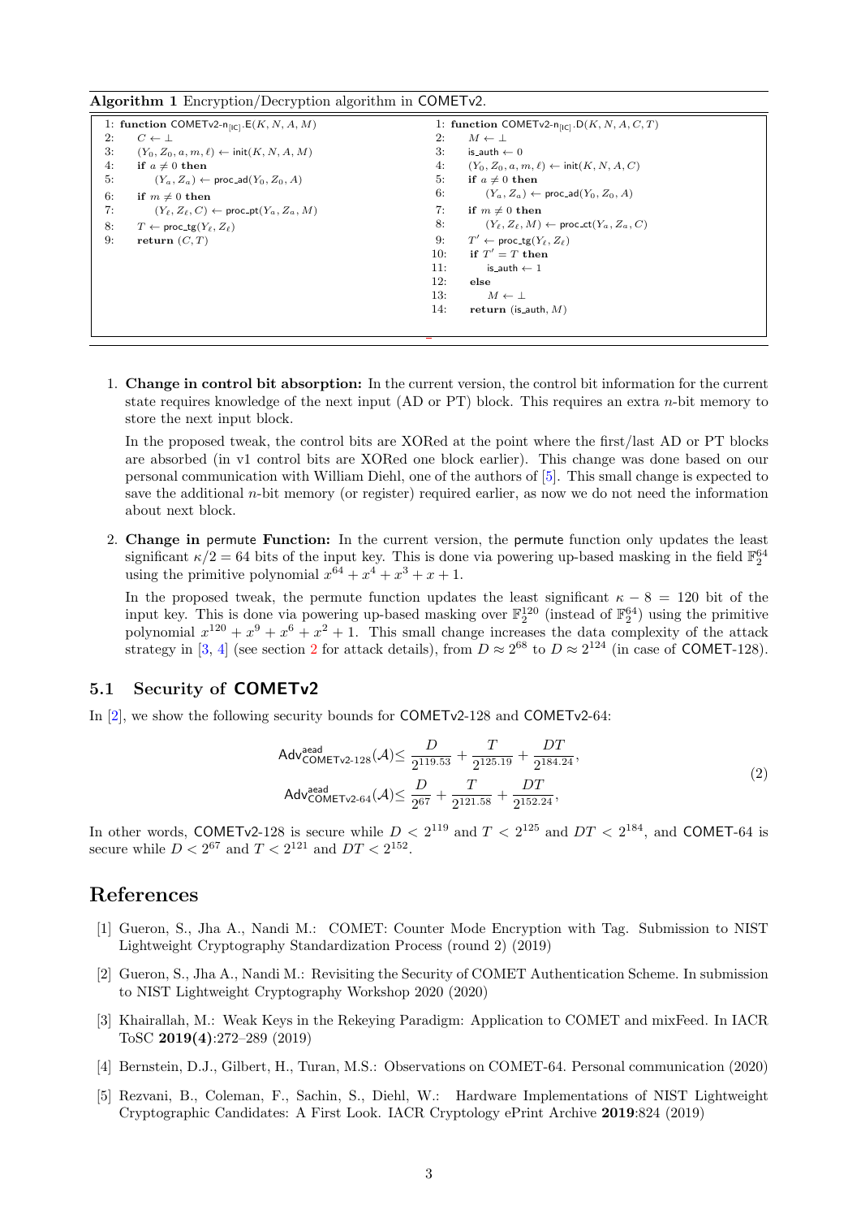**Algorithm 1** Encryption/Decryption algorithm in COMETv2.

```
1: function COMETv2-n_[IC].E(K, N, A, M)
2:     C ← ⊥
3:     (Y_0, Z_0, a, m, ℓ) ← init(K, N, A, M)
4:     if a ≠ 0 then
5:         (Y_a, Z_a) ← proc_ad(Y_0, Z_0, A)
6:     if m ≠ 0 then
7:         (Y_ℓ, Z_ℓ, C) ← proc_pt(Y_a, Z_a, M)
8:     T ← proc_tg(Y_ℓ, Z_ℓ)
9:     return (C, T)
```

```
1: function COMETv2-n_[IC].D(K, N, A, C, T)
2:     M ← ⊥
3:     is_auth ← 0
4:     (Y_0, Z_0, a, m, ℓ) ← init(K, N, A, C)
5:     if a ≠ 0 then
6:         (Y_a, Z_a) ← proc_ad(Y_0, Z_0, A)
7:     if m ≠ 0 then
8:         (Y_ℓ, Z_ℓ, M) ← proc_ct(Y_a, Z_a, C)
9:     T' ← proc_tg(Y_ℓ, Z_ℓ)
10:    if T' = T then
11:        is_auth ← 1
12:    else
13:        M ← ⊥
14:    return (is_auth, M)
```

1. **Change in control bit absorption:** In the current version, the control bit information for the current state requires knowledge of the next input (AD or PT) block. This requires an extra $n$-bit memory to store the next input block.

   In the proposed tweak, the control bits are XORed at the point where the first/last AD or PT blocks are absorbed (in v1 control bits are XORed one block earlier). This change was done based on our personal communication with William Diehl, one of the authors of [5]. This small change is expected to save the additional $n$-bit memory (or register) required earlier, as now we do not need the information about next block.

2. **Change in permute Function:** In the current version, the permute function only updates the least significant $\kappa/2 = 64$ bits of the input key. This is done via powering up-based masking in the field $\mathbb{F}_2^{64}$ using the primitive polynomial $x^{64} + x^4 + x^3 + x + 1$.

   In the proposed tweak, the permute function updates the least significant $\kappa - 8 = 120$ bit of the input key. This is done via powering up-based masking over $\mathbb{F}_2^{120}$ (instead of $\mathbb{F}_2^{64}$) using the primitive polynomial $x^{120} + x^9 + x^6 + x^2 + 1$. This small change increases the data complexity of the attack strategy in [3, 4] (see section 2 for attack details), from $D \approx 2^{68}$ to $D \approx 2^{124}$ (in case of COMET-128).

## 5.1 Security of COMETv2

In [2], we show the following security bounds for COMETv2-128 and COMETv2-64:

$$\begin{aligned}
\mathsf{Adv}^{\mathsf{aead}}_{\mathsf{COMETv2\text{-}128}}(\mathcal{A}) &\leq \frac{D}{2^{119.53}} + \frac{T}{2^{125.19}} + \frac{DT}{2^{184.24}}, \\
\mathsf{Adv}^{\mathsf{aead}}_{\mathsf{COMETv2\text{-}64}}(\mathcal{A}) &\leq \frac{D}{2^{67}} + \frac{T}{2^{121.58}} + \frac{DT}{2^{152.24}},
\end{aligned} \tag{2}$$

In other words, COMETv2-128 is secure while $D < 2^{119}$ and $T < 2^{125}$ and $DT < 2^{184}$, and COMET-64 is secure while $D < 2^{67}$ and $T < 2^{121}$ and $DT < 2^{152}$.

# References

[1] Gueron, S., Jha A., Nandi M.: COMET: Counter Mode Encryption with Tag. Submission to NIST Lightweight Cryptography Standardization Process (round 2) (2019)

[2] Gueron, S., Jha A., Nandi M.: Revisiting the Security of COMET Authentication Scheme. In submission to NIST Lightweight Cryptography Workshop 2020 (2020)

[3] Khairallah, M.: Weak Keys in the Rekeying Paradigm: Application to COMET and mixFeed. In IACR ToSC **2019(4)**:272–289 (2019)

[4] Bernstein, D.J., Gilbert, H., Turan, M.S.: Observations on COMET-64. Personal communication (2020)

[5] Rezvani, B., Coleman, F., Sachin, S., Diehl, W.: Hardware Implementations of NIST Lightweight Cryptographic Candidates: A First Look. IACR Cryptology ePrint Archive **2019**:824 (2019)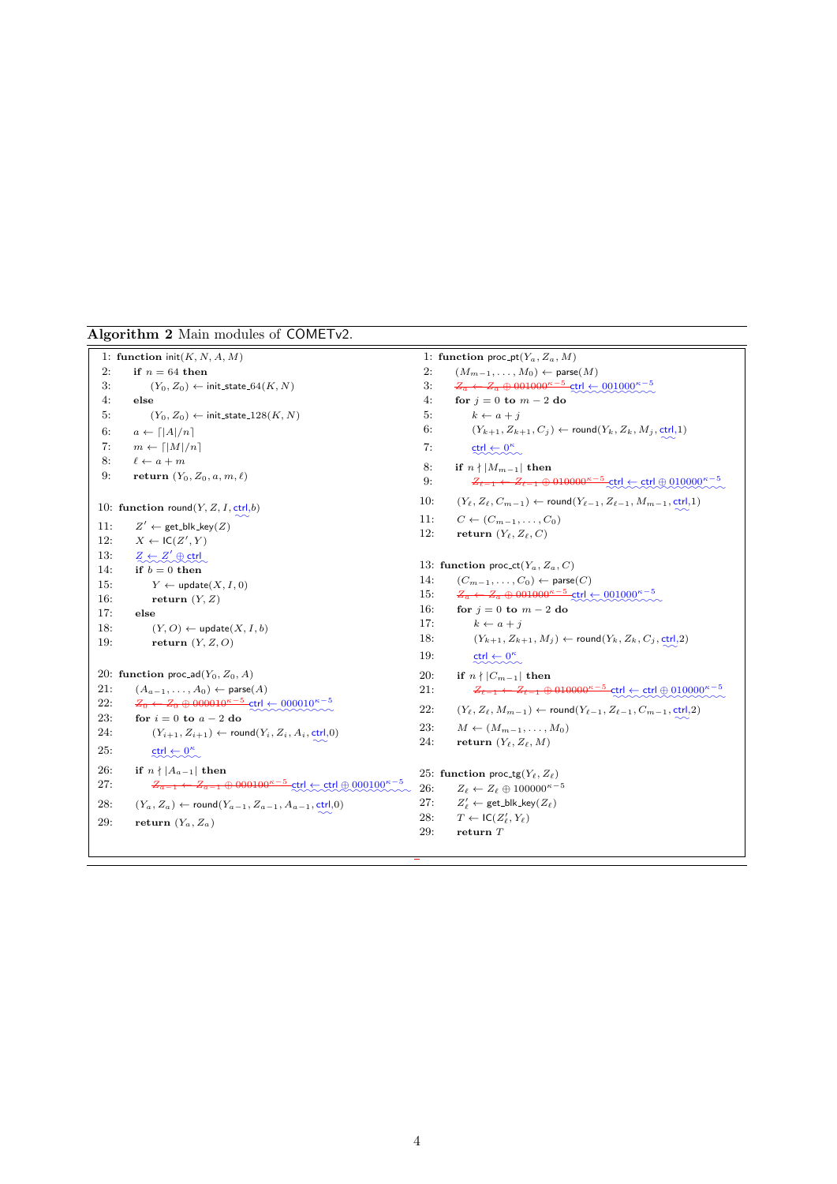**Algorithm 2** Main modules of COMETv2.

```
 1: function init(K, N, A, M)
 2:   if n = 64 then
 3:     (Y_0, Z_0) ← init_state_64(K, N)
 4:   else
 5:     (Y_0, Z_0) ← init_state_128(K, N)
 6:   a ← ⌈|A|/n⌉
 7:   m ← ⌈|M|/n⌉
 8:   ℓ ← a + m
 9:   return (Y_0, Z_0, a, m, ℓ)

10: function round(Y, Z, I, ctrl, b)
11:   Z' ← get_blk_key(Z)
12:   X ← IC(Z', Y)
13:   Z ← Z' ⊕ ctrl
14:   if b = 0 then
15:     Y ← update(X, I, 0)
16:     return (Y, Z)
17:   else
18:     (Y, O) ← update(X, I, b)
19:     return (Y, Z, O)

20: function proc_ad(Y_0, Z_0, A)
21:   (A_{a−1}, ..., A_0) ← parse(A)
22:   [deleted: Z_0 ← Z_0 ⊕ 000010^{κ−5}] ctrl ← 000010^{κ−5}
23:   for i = 0 to a − 2 do
24:     (Y_{i+1}, Z_{i+1}) ← round(Y_i, Z_i, A_i, ctrl, 0)
25:     ctrl ← 0^κ
26:   if n ∤ |A_{a−1}| then
27:     [deleted: Z_{a−1} ← Z_{a−1} ⊕ 000100^{κ−5}] ctrl ← ctrl ⊕ 000100^{κ−5}
28:   (Y_a, Z_a) ← round(Y_{a−1}, Z_{a−1}, A_{a−1}, ctrl, 0)
29:   return (Y_a, Z_a)

 1: function proc_pt(Y_a, Z_a, M)
 2:   (M_{m−1}, ..., M_0) ← parse(M)
 3:   [deleted: Z_a ← Z_a ⊕ 001000^{κ−5}] ctrl ← 001000^{κ−5}
 4:   for j = 0 to m − 2 do
 5:     k ← a + j
 6:     (Y_{k+1}, Z_{k+1}, C_j) ← round(Y_k, Z_k, M_j, ctrl, 1)
 7:     ctrl ← 0^κ
 8:   if n ∤ |M_{m−1}| then
 9:     [deleted: Z_{ℓ−1} ← Z_{ℓ−1} ⊕ 010000^{κ−5}] ctrl ← ctrl ⊕ 010000^{κ−5}
10:   (Y_ℓ, Z_ℓ, C_{m−1}) ← round(Y_{ℓ−1}, Z_{ℓ−1}, M_{m−1}, ctrl, 1)
11:   C ← (C_{m−1}, ..., C_0)
12:   return (Y_ℓ, Z_ℓ, C)

13: function proc_ct(Y_a, Z_a, C)
14:   (C_{m−1}, ..., C_0) ← parse(C)
15:   [deleted: Z_a ← Z_a ⊕ 001000^{κ−5}] ctrl ← 001000^{κ−5}
16:   for j = 0 to m − 2 do
17:     k ← a + j
18:     (Y_{k+1}, Z_{k+1}, M_j) ← round(Y_k, Z_k, C_j, ctrl, 2)
19:     ctrl ← 0^κ
20:   if n ∤ |C_{m−1}| then
21:     [deleted: Z_{ℓ−1} ← Z_{ℓ−1} ⊕ 010000^{κ−5}] ctrl ← ctrl ⊕ 010000^{κ−5}
22:   (Y_ℓ, Z_ℓ, M_{m−1}) ← round(Y_{ℓ−1}, Z_{ℓ−1}, C_{m−1}, ctrl, 2)
23:   M ← (M_{m−1}, ..., M_0)
24:   return (Y_ℓ, Z_ℓ, M)

25: function proc_tg(Y_ℓ, Z_ℓ)
26:   Z_ℓ ← Z_ℓ ⊕ 100000^{κ−5}
27:   Z'_ℓ ← get_blk_key(Z_ℓ)
28:   T ← IC(Z'_ℓ, Y_ℓ)
29:   return T
```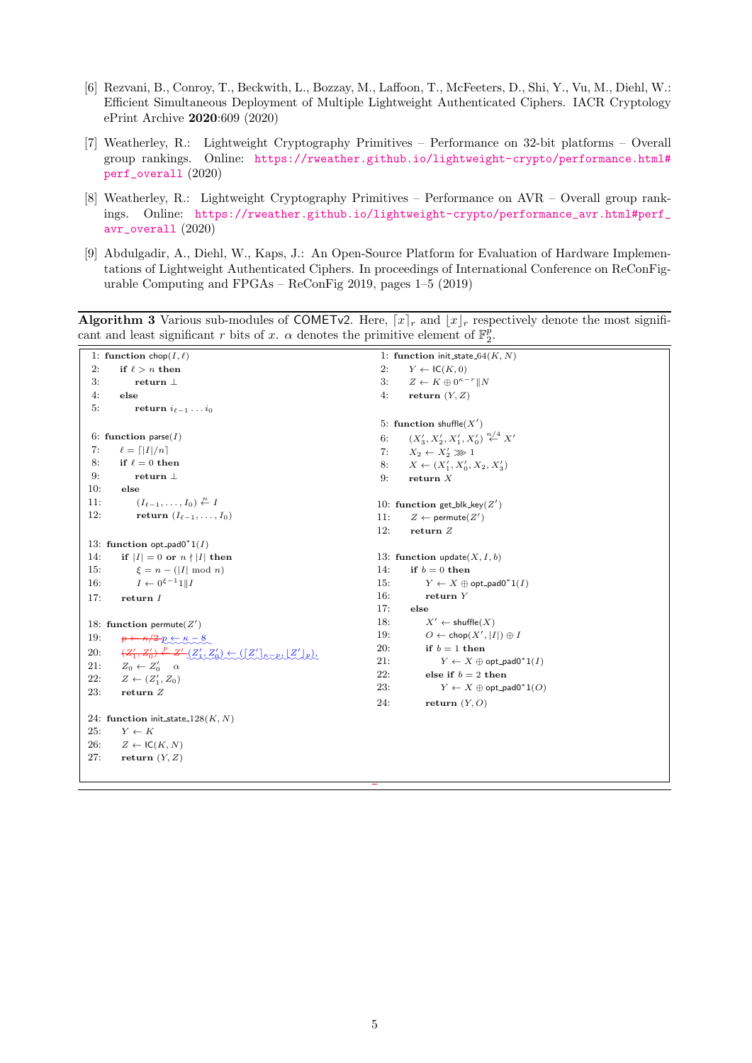[6] Rezvani, B., Conroy, T., Beckwith, L., Bozzay, M., Laffoon, T., McFeeters, D., Shi, Y., Vu, M., Diehl, W.: Efficient Simultaneous Deployment of Multiple Lightweight Authenticated Ciphers. IACR Cryptology ePrint Archive **2020**:609 (2020)

[7] Weatherley, R.: Lightweight Cryptography Primitives – Performance on 32-bit platforms – Overall group rankings. Online: https://rweather.github.io/lightweight-crypto/performance.html#perf_overall (2020)

[8] Weatherley, R.: Lightweight Cryptography Primitives – Performance on AVR – Overall group rankings. Online: https://rweather.github.io/lightweight-crypto/performance_avr.html#perf_avr_overall (2020)

[9] Abdulgadir, A., Diehl, W., Kaps, J.: An Open-Source Platform for Evaluation of Hardware Implementations of Lightweight Authenticated Ciphers. In proceedings of International Conference on ReConFigurable Computing and FPGAs – ReConFig 2019, pages 1–5 (2019)

**Algorithm 3** Various sub-modules of COMETv2. Here, $\lceil x \rceil_r$ and $\lfloor x \rfloor_r$ respectively denote the most significant and least significant $r$ bits of $x$. $\alpha$ denotes the primitive element of $\mathbb{F}_2^p$.

```
1: function chop(I, ℓ)
2:     if ℓ > n then
3:         return ⊥
4:     else
5:         return i_{ℓ-1} ... i_0

6: function parse(I)
7:     ℓ = ⌈|I|/n⌉
8:     if ℓ = 0 then
9:         return ⊥
10:    else
11:        (I_{ℓ-1}, ..., I_0) ←^n I
12:        return (I_{ℓ-1}, ..., I_0)

13: function opt_pad0*1(I)
14:    if |I| = 0 or n ∤ |I| then
15:        ξ = n − (|I| mod n)
16:        I ← 0^{ξ-1}1‖I
17:    return I

18: function permute(Z')
19:    p ← κ/2 p ← κ − 8
20:    (Z'_1, Z'_0) ←^p Z' (Z'_1, Z'_0) ← (⌈Z'⌉_{κ−p}, ⌊Z'⌋_p)
21:    Z_0 ← Z'_0 ⊙ α
22:    Z ← (Z'_1, Z_0)
23:    return Z

24: function init_state_128(K, N)
25:    Y ← K
26:    Z ← IC(K, N)
27:    return (Y, Z)
```

```
1: function init_state_64(K, N)
2:     Y ← IC(K, 0)
3:     Z ← K ⊕ 0^{κ−r}‖N
4:     return (Y, Z)

5: function shuffle(X')
6:     (X'_3, X'_2, X'_1, X'_0) ←^{n/4} X'
7:     X_2 ← X'_2 ⋙ 1
8:     X ← (X'_1, X'_0, X_2, X'_3)
9:     return X

10: function get_blk_key(Z')
11:    Z ← permute(Z')
12:    return Z

13: function update(X, I, b)
14:    if b = 0 then
15:        Y ← X ⊕ opt_pad0*1(I)
16:        return Y
17:    else
18:        X' ← shuffle(X)
19:        O ← chop(X', |I|) ⊕ I
20:        if b = 1 then
21:            Y ← X ⊕ opt_pad0*1(I)
22:        else if b = 2 then
23:            Y ← X ⊕ opt_pad0*1(O)
24:        return (Y, O)
```